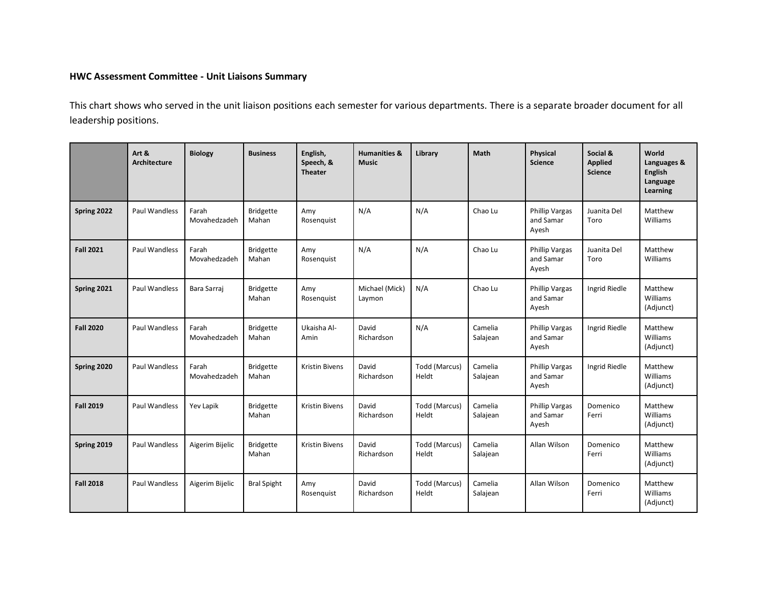**HWC Assessment Committee - Unit Liaisons Summary**

This chart shows who served in the unit liaison positions each semester for various departments. There is a separate broader document for all leadership positions.

| | Art & Architecture | Biology | Business | English, Speech, & Theater | Humanities & Music | Library | Math | Physical Science | Social & Applied Science | World Languages & English Language Learning |
|---|---|---|---|---|---|---|---|---|---|---|
| **Spring 2022** | Paul Wandless | Farah Movahedzadeh | Bridgette Mahan | Amy Rosenquist | N/A | N/A | Chao Lu | Phillip Vargas and Samar Ayesh | Juanita Del Toro | Matthew Williams |
| **Fall 2021** | Paul Wandless | Farah Movahedzadeh | Bridgette Mahan | Amy Rosenquist | N/A | N/A | Chao Lu | Phillip Vargas and Samar Ayesh | Juanita Del Toro | Matthew Williams |
| **Spring 2021** | Paul Wandless | Bara Sarraj | Bridgette Mahan | Amy Rosenquist | Michael (Mick) Laymon | N/A | Chao Lu | Phillip Vargas and Samar Ayesh | Ingrid Riedle | Matthew Williams (Adjunct) |
| **Fall 2020** | Paul Wandless | Farah Movahedzadeh | Bridgette Mahan | Ukaisha Al-Amin | David Richardson | N/A | Camelia Salajean | Phillip Vargas and Samar Ayesh | Ingrid Riedle | Matthew Williams (Adjunct) |
| **Spring 2020** | Paul Wandless | Farah Movahedzadeh | Bridgette Mahan | Kristin Bivens | David Richardson | Todd (Marcus) Heldt | Camelia Salajean | Phillip Vargas and Samar Ayesh | Ingrid Riedle | Matthew Williams (Adjunct) |
| **Fall 2019** | Paul Wandless | Yev Lapik | Bridgette Mahan | Kristin Bivens | David Richardson | Todd (Marcus) Heldt | Camelia Salajean | Phillip Vargas and Samar Ayesh | Domenico Ferri | Matthew Williams (Adjunct) |
| **Spring 2019** | Paul Wandless | Aigerim Bijelic | Bridgette Mahan | Kristin Bivens | David Richardson | Todd (Marcus) Heldt | Camelia Salajean | Allan Wilson | Domenico Ferri | Matthew Williams (Adjunct) |
| **Fall 2018** | Paul Wandless | Aigerim Bijelic | Bral Spight | Amy Rosenquist | David Richardson | Todd (Marcus) Heldt | Camelia Salajean | Allan Wilson | Domenico Ferri | Matthew Williams (Adjunct) |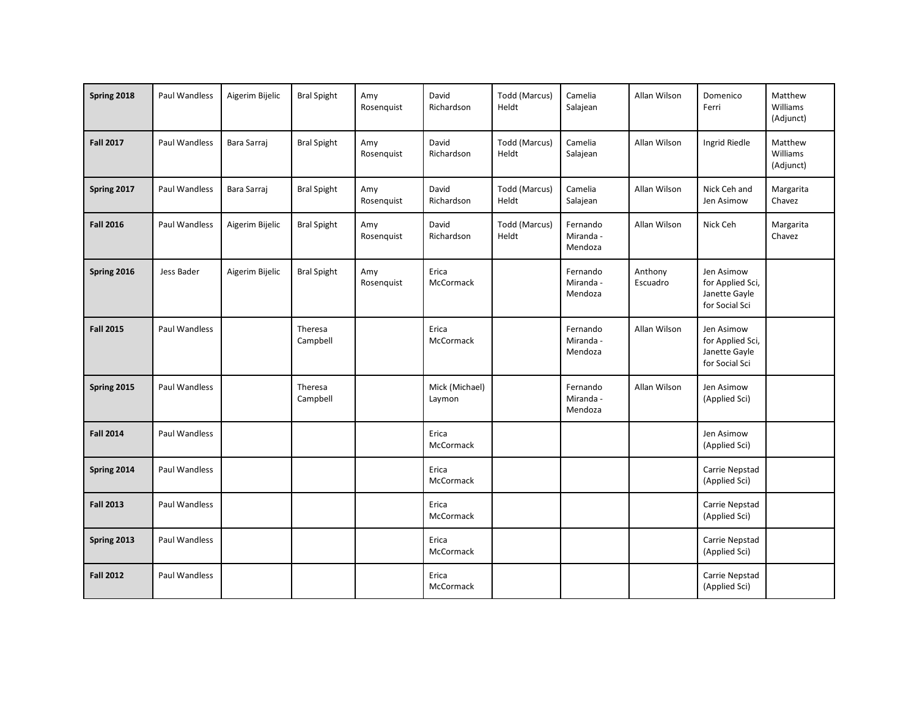| | | | | | | | | | | |
|---|---|---|---|---|---|---|---|---|---|---|
| **Spring 2018** | Paul Wandless | Aigerim Bijelic | Bral Spight | Amy Rosenquist | David Richardson | Todd (Marcus) Heldt | Camelia Salajean | Allan Wilson | Domenico Ferri | Matthew Williams (Adjunct) |
| **Fall 2017** | Paul Wandless | Bara Sarraj | Bral Spight | Amy Rosenquist | David Richardson | Todd (Marcus) Heldt | Camelia Salajean | Allan Wilson | Ingrid Riedle | Matthew Williams (Adjunct) |
| **Spring 2017** | Paul Wandless | Bara Sarraj | Bral Spight | Amy Rosenquist | David Richardson | Todd (Marcus) Heldt | Camelia Salajean | Allan Wilson | Nick Ceh and Jen Asimow | Margarita Chavez |
| **Fall 2016** | Paul Wandless | Aigerim Bijelic | Bral Spight | Amy Rosenquist | David Richardson | Todd (Marcus) Heldt | Fernando Miranda - Mendoza | Allan Wilson | Nick Ceh | Margarita Chavez |
| **Spring 2016** | Jess Bader | Aigerim Bijelic | Bral Spight | Amy Rosenquist | Erica McCormack | | Fernando Miranda - Mendoza | Anthony Escuadro | Jen Asimow for Applied Sci, Janette Gayle for Social Sci | |
| **Fall 2015** | Paul Wandless | | Theresa Campbell | | Erica McCormack | | Fernando Miranda - Mendoza | Allan Wilson | Jen Asimow for Applied Sci, Janette Gayle for Social Sci | |
| **Spring 2015** | Paul Wandless | | Theresa Campbell | | Mick (Michael) Laymon | | Fernando Miranda - Mendoza | Allan Wilson | Jen Asimow (Applied Sci) | |
| **Fall 2014** | Paul Wandless | | | | Erica McCormack | | | | Jen Asimow (Applied Sci) | |
| **Spring 2014** | Paul Wandless | | | | Erica McCormack | | | | Carrie Nepstad (Applied Sci) | |
| **Fall 2013** | Paul Wandless | | | | Erica McCormack | | | | Carrie Nepstad (Applied Sci) | |
| **Spring 2013** | Paul Wandless | | | | Erica McCormack | | | | Carrie Nepstad (Applied Sci) | |
| **Fall 2012** | Paul Wandless | | | | Erica McCormack | | | | Carrie Nepstad (Applied Sci) | |